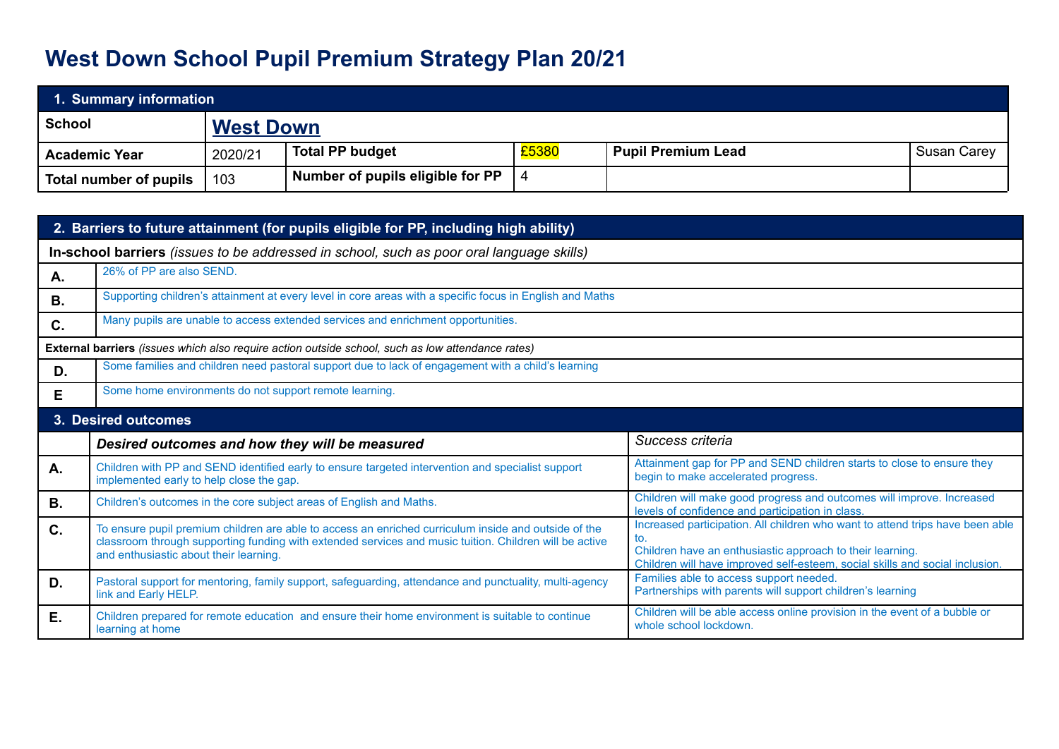# West Down School Pupil Premium Strategy Plan 20/21

| **1. Summary information** | | | | | |
|---|---|---|---|---|---|
| **School** | **West Down** | | | | |
| **Academic Year** | 2020/21 | **Total PP budget** | £5380 | **Pupil Premium Lead** | Susan Carey |
| **Total number of pupils** | 103 | **Number of pupils eligible for PP** | 4 | | |

| **2. Barriers to future attainment (for pupils eligible for PP, including high ability)** | |
|---|---|
| **In-school barriers** *(issues to be addressed in school, such as poor oral language skills)* | |
| **A.** | 26% of PP are also SEND. |
| **B.** | Supporting children's attainment at every level in core areas with a specific focus in English and Maths |
| **C.** | Many pupils are unable to access extended services and enrichment opportunities. |
| **External barriers** *(issues which also require action outside school, such as low attendance rates)* | |
| **D.** | Some families and children need pastoral support due to lack of engagement with a child's learning |
| **E** | Some home environments do not support remote learning. |

| **3. Desired outcomes** | | |
|---|---|---|
| | ***Desired outcomes and how they will be measured*** | *Success criteria* |
| **A.** | Children with PP and SEND identified early to ensure targeted intervention and specialist support implemented early to help close the gap. | Attainment gap for PP and SEND children starts to close to ensure they begin to make accelerated progress. |
| **B.** | Children's outcomes in the core subject areas of English and Maths. | Children will make good progress and outcomes will improve. Increased levels of confidence and participation in class. |
| **C.** | To ensure pupil premium children are able to access an enriched curriculum inside and outside of the classroom through supporting funding with extended services and music tuition. Children will be active and enthusiastic about their learning. | Increased participation. All children who want to attend trips have been able to.<br>Children have an enthusiastic approach to their learning.<br>Children will have improved self-esteem, social skills and social inclusion. |
| **D.** | Pastoral support for mentoring, family support, safeguarding, attendance and punctuality, multi-agency link and Early HELP. | Families able to access support needed.<br>Partnerships with parents will support children's learning |
| **E.** | Children prepared for remote education and ensure their home environment is suitable to continue learning at home | Children will be able access online provision in the event of a bubble or whole school lockdown. |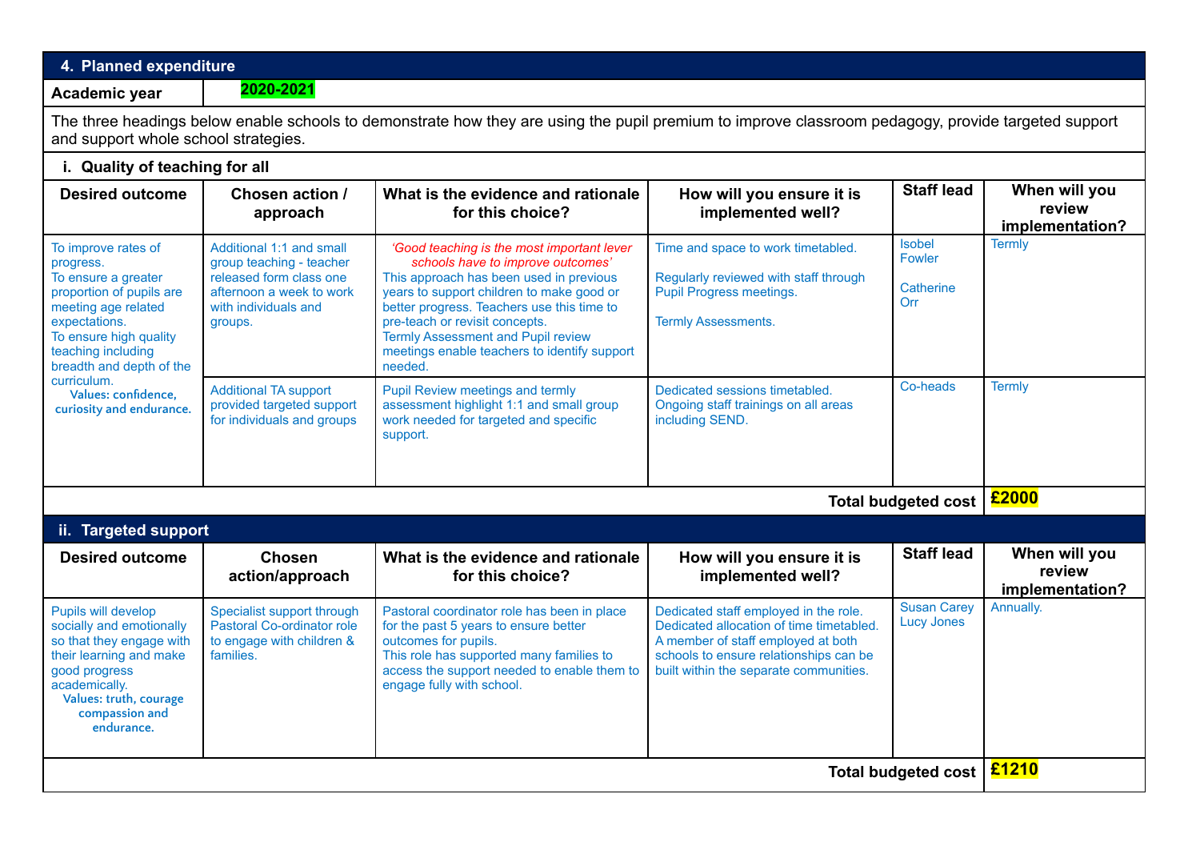## 4. Planned expenditure

**Academic year** | **2020-2021**

The three headings below enable schools to demonstrate how they are using the pupil premium to improve classroom pedagogy, provide targeted support and support whole school strategies.

### i. Quality of teaching for all

| Desired outcome | Chosen action / approach | What is the evidence and rationale for this choice? | How will you ensure it is implemented well? | Staff lead | When will you review implementation? |
|---|---|---|---|---|---|
| To improve rates of progress.<br>To ensure a greater proportion of pupils are meeting age related expectations.<br>To ensure high quality teaching including breadth and depth of the curriculum.<br>**Values: confidence, curiosity and endurance.** | Additional 1:1 and small group teaching - teacher released form class one afternoon a week to work with individuals and groups. | *'Good teaching is the most important lever schools have to improve outcomes'*<br>This approach has been used in previous years to support children to make good or better progress. Teachers use this time to pre-teach or revisit concepts.<br>Termly Assessment and Pupil review meetings enable teachers to identify support needed. | Time and space to work timetabled.<br><br>Regularly reviewed with staff through Pupil Progress meetings.<br><br>Termly Assessments. | Isobel Fowler<br><br>Catherine Orr | Termly |
| | Additional TA support provided targeted support for individuals and groups | Pupil Review meetings and termly assessment highlight 1:1 and small group work needed for targeted and specific support. | Dedicated sessions timetabled.<br>Ongoing staff trainings on all areas including SEND. | Co-heads | Termly |
| | | | | **Total budgeted cost** | **£2000** |

### ii. Targeted support

| Desired outcome | Chosen action/approach | What is the evidence and rationale for this choice? | How will you ensure it is implemented well? | Staff lead | When will you review implementation? |
|---|---|---|---|---|---|
| Pupils will develop socially and emotionally so that they engage with their learning and make good progress academically.<br>**Values: truth, courage compassion and endurance.** | Specialist support through Pastoral Co-ordinator role to engage with children & families. | Pastoral coordinator role has been in place for the past 5 years to ensure better outcomes for pupils.<br>This role has supported many families to access the support needed to enable them to engage fully with school. | Dedicated staff employed in the role.<br>Dedicated allocation of time timetabled.<br>A member of staff employed at both schools to ensure relationships can be built within the separate communities. | Susan Carey<br>Lucy Jones | Annually. |
| | | | | **Total budgeted cost** | **£1210** |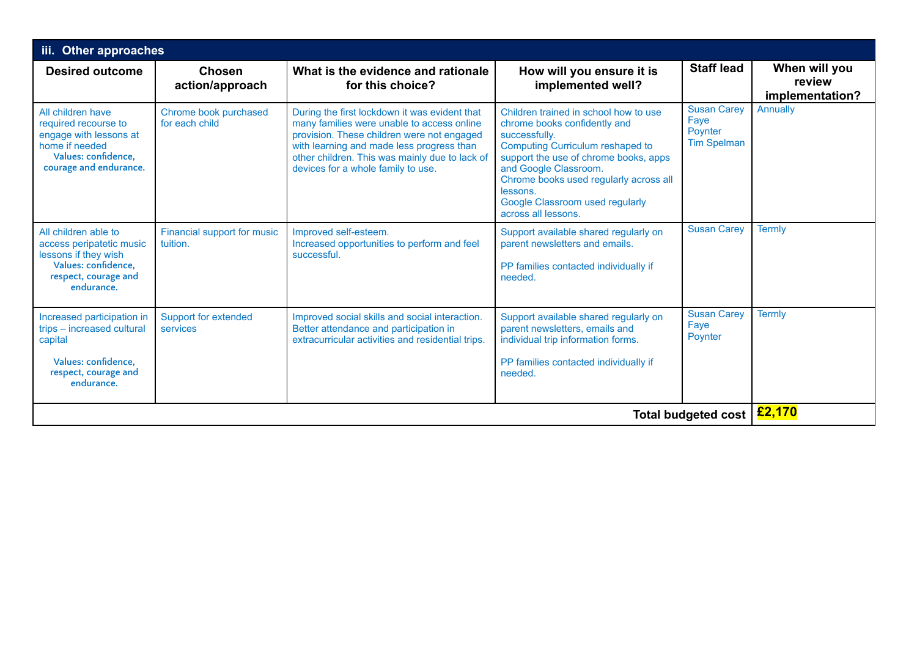### iii. Other approaches

| Desired outcome | Chosen action/approach | What is the evidence and rationale for this choice? | How will you ensure it is implemented well? | Staff lead | When will you review implementation? |
|---|---|---|---|---|---|
| All children have required recourse to engage with lessons at home if needed<br>**Values: confidence, courage and endurance.** | Chrome book purchased for each child | During the first lockdown it was evident that many families were unable to access online provision. These children were not engaged with learning and made less progress than other children. This was mainly due to lack of devices for a whole family to use. | Children trained in school how to use chrome books confidently and successfully.<br>Computing Curriculum reshaped to support the use of chrome books, apps and Google Classroom.<br>Chrome books used regularly across all lessons.<br>Google Classroom used regularly across all lessons. | Susan Carey<br>Faye Poynter<br>Tim Spelman | Annually |
| All children able to access peripatetic music lessons if they wish<br>**Values: confidence, respect, courage and endurance.** | Financial support for music tuition. | Improved self-esteem.<br>Increased opportunities to perform and feel successful. | Support available shared regularly on parent newsletters and emails.<br><br>PP families contacted individually if needed. | Susan Carey | Termly |
| Increased participation in trips – increased cultural capital<br><br>**Values: confidence, respect, courage and endurance.** | Support for extended services | Improved social skills and social interaction.<br>Better attendance and participation in extracurricular activities and residential trips. | Support available shared regularly on parent newsletters, emails and individual trip information forms.<br><br>PP families contacted individually if needed. | Susan Carey<br>Faye Poynter | Termly |
| | | | | **Total budgeted cost** | **£2,170** |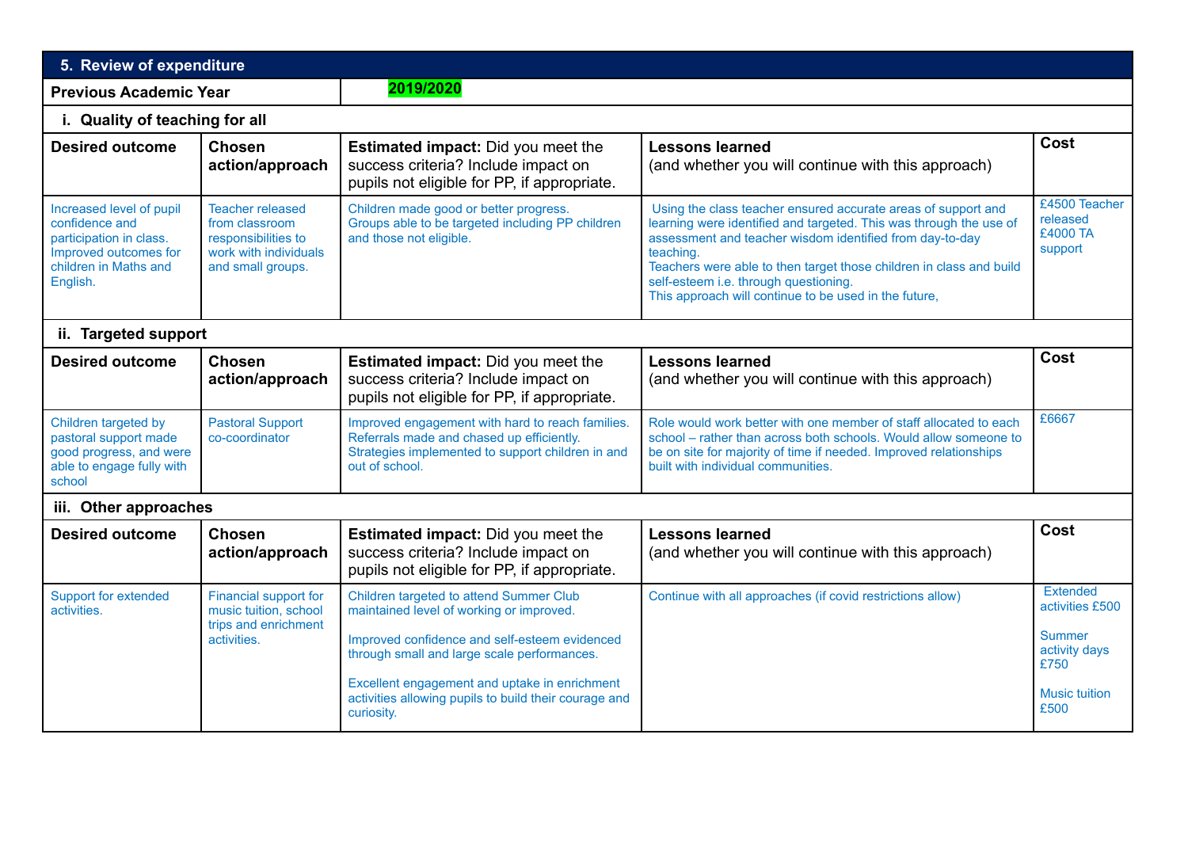| 5. Review of expenditure | | | | |
|---|---|---|---|---|
| **Previous Academic Year** | **2019/2020** | | | |
| **i. Quality of teaching for all** | | | | |
| **Desired outcome** | **Chosen action/approach** | **Estimated impact:** Did you meet the success criteria? Include impact on pupils not eligible for PP, if appropriate. | **Lessons learned** (and whether you will continue with this approach) | **Cost** |
| Increased level of pupil confidence and participation in class. Improved outcomes for children in Maths and English. | Teacher released from classroom responsibilities to work with individuals and small groups. | Children made good or better progress. Groups able to be targeted including PP children and those not eligible. | Using the class teacher ensured accurate areas of support and learning were identified and targeted. This was through the use of assessment and teacher wisdom identified from day-to-day teaching. Teachers were able to then target those children in class and build self-esteem i.e. through questioning. This approach will continue to be used in the future, | £4500 Teacher released £4000 TA support |
| **ii. Targeted support** | | | | |
| **Desired outcome** | **Chosen action/approach** | **Estimated impact:** Did you meet the success criteria? Include impact on pupils not eligible for PP, if appropriate. | **Lessons learned** (and whether you will continue with this approach) | **Cost** |
| Children targeted by pastoral support made good progress, and were able to engage fully with school | Pastoral Support co-coordinator | Improved engagement with hard to reach families. Referrals made and chased up efficiently. Strategies implemented to support children in and out of school. | Role would work better with one member of staff allocated to each school – rather than across both schools. Would allow someone to be on site for majority of time if needed. Improved relationships built with individual communities. | £6667 |
| **iii. Other approaches** | | | | |
| **Desired outcome** | **Chosen action/approach** | **Estimated impact:** Did you meet the success criteria? Include impact on pupils not eligible for PP, if appropriate. | **Lessons learned** (and whether you will continue with this approach) | **Cost** |
| Support for extended activities. | Financial support for music tuition, school trips and enrichment activities. | Children targeted to attend Summer Club maintained level of working or improved.<br><br>Improved confidence and self-esteem evidenced through small and large scale performances.<br><br>Excellent engagement and uptake in enrichment activities allowing pupils to build their courage and curiosity. | Continue with all approaches (if covid restrictions allow) | Extended activities £500<br><br>Summer activity days £750<br><br>Music tuition £500 |